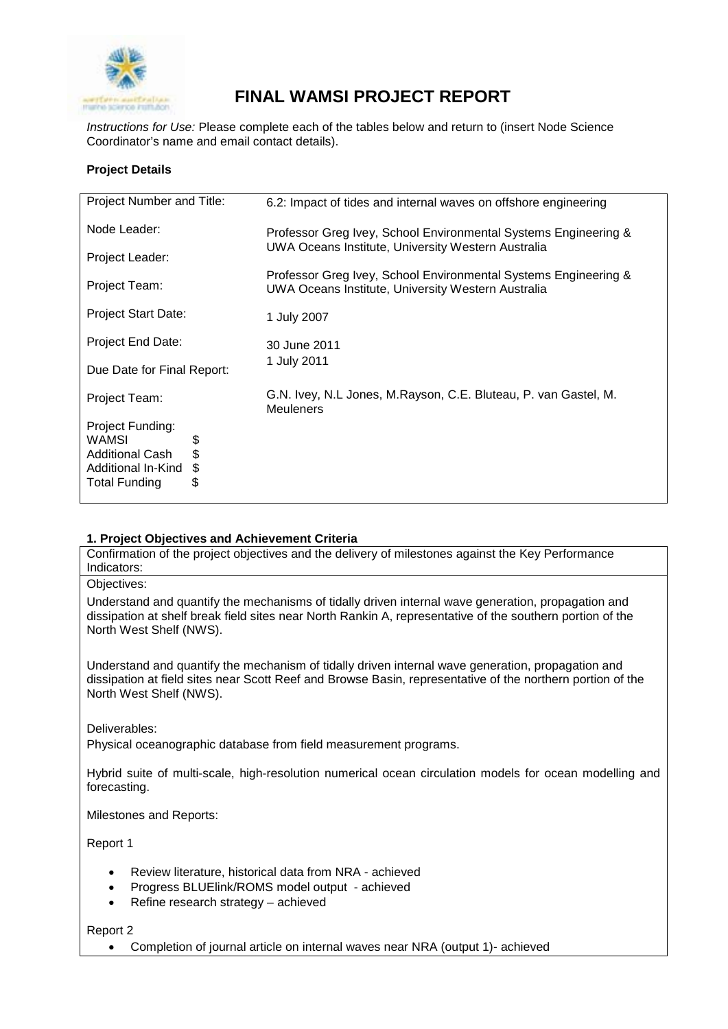# FINAL WAMSI PROJECT REPORT

*Instructions for Use:* Please complete each of the tables below and return to (insert Node Science Coordinator's name and email contact details).

**Project Details**

| | |
|---|---|
| Project Number and Title: | 6.2: Impact of tides and internal waves on offshore engineering |
| Node Leader: | Professor Greg Ivey, School Environmental Systems Engineering & UWA Oceans Institute, University Western Australia |
| Project Leader: | |
| Project Team: | Professor Greg Ivey, School Environmental Systems Engineering & UWA Oceans Institute, University Western Australia |
| Project Start Date: | 1 July 2007 |
| Project End Date: | 30 June 2011 |
| Due Date for Final Report: | 1 July 2011 |
| Project Team: | G.N. Ivey, N.L Jones, M.Rayson, C.E. Bluteau, P. van Gastel, M. Meuleners |
| Project Funding:<br>WAMSI $<br>Additional Cash $<br>Additional In-Kind $<br>Total Funding $ | |

**1. Project Objectives and Achievement Criteria**

Confirmation of the project objectives and the delivery of milestones against the Key Performance Indicators:

Objectives:

Understand and quantify the mechanisms of tidally driven internal wave generation, propagation and dissipation at shelf break field sites near North Rankin A, representative of the southern portion of the North West Shelf (NWS).

Understand and quantify the mechanism of tidally driven internal wave generation, propagation and dissipation at field sites near Scott Reef and Browse Basin, representative of the northern portion of the North West Shelf (NWS).

Deliverables:

Physical oceanographic database from field measurement programs.

Hybrid suite of multi-scale, high-resolution numerical ocean circulation models for ocean modelling and forecasting.

Milestones and Reports:

Report 1

- Review literature, historical data from NRA - achieved
- Progress BLUElink/ROMS model output - achieved
- Refine research strategy – achieved

Report 2

- Completion of journal article on internal waves near NRA (output 1)- achieved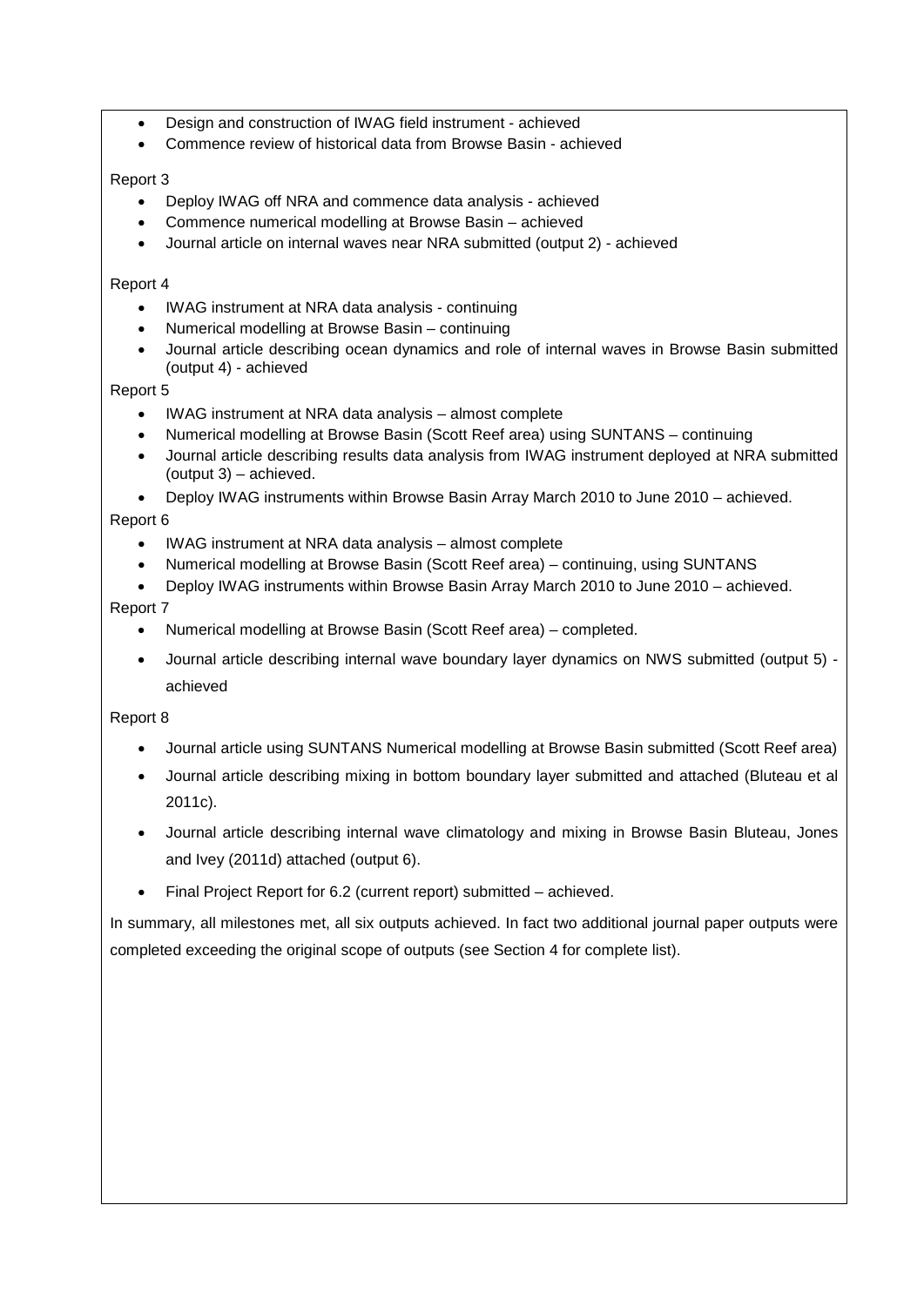- Design and construction of IWAG field instrument - achieved
- Commence review of historical data from Browse Basin - achieved

Report 3

- Deploy IWAG off NRA and commence data analysis - achieved
- Commence numerical modelling at Browse Basin – achieved
- Journal article on internal waves near NRA submitted (output 2) - achieved

Report 4

- IWAG instrument at NRA data analysis - continuing
- Numerical modelling at Browse Basin – continuing
- Journal article describing ocean dynamics and role of internal waves in Browse Basin submitted (output 4) - achieved

Report 5

- IWAG instrument at NRA data analysis – almost complete
- Numerical modelling at Browse Basin (Scott Reef area) using SUNTANS – continuing
- Journal article describing results data analysis from IWAG instrument deployed at NRA submitted (output 3) – achieved.
- Deploy IWAG instruments within Browse Basin Array March 2010 to June 2010 – achieved.

Report 6

- IWAG instrument at NRA data analysis – almost complete
- Numerical modelling at Browse Basin (Scott Reef area) – continuing, using SUNTANS
- Deploy IWAG instruments within Browse Basin Array March 2010 to June 2010 – achieved.

Report 7

- Numerical modelling at Browse Basin (Scott Reef area) – completed.
- Journal article describing internal wave boundary layer dynamics on NWS submitted (output 5) - achieved

Report 8

- Journal article using SUNTANS Numerical modelling at Browse Basin submitted (Scott Reef area)
- Journal article describing mixing in bottom boundary layer submitted and attached (Bluteau et al 2011c).
- Journal article describing internal wave climatology and mixing in Browse Basin Bluteau, Jones and Ivey (2011d) attached (output 6).
- Final Project Report for 6.2 (current report) submitted – achieved.

In summary, all milestones met, all six outputs achieved. In fact two additional journal paper outputs were completed exceeding the original scope of outputs (see Section 4 for complete list).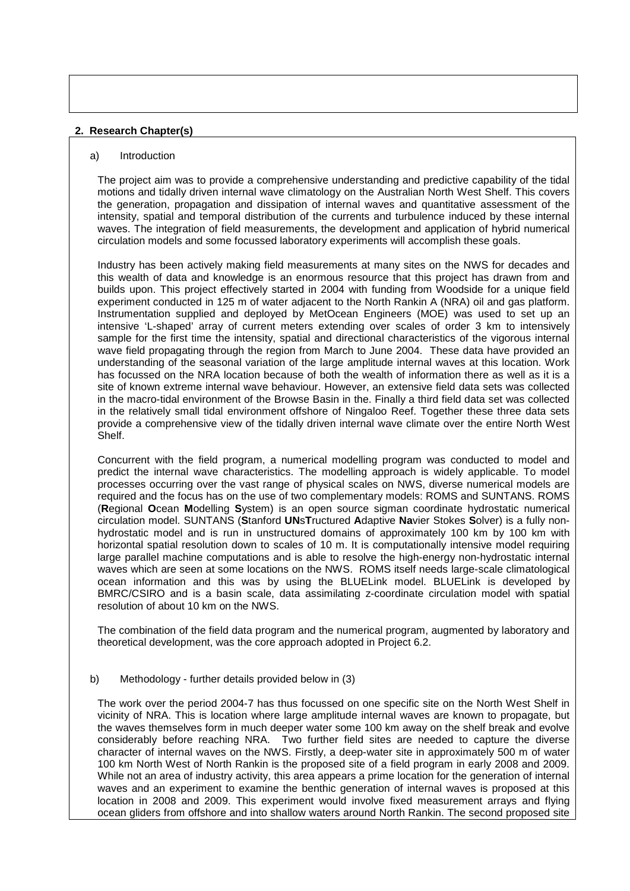## 2. Research Chapter(s)

a) Introduction

The project aim was to provide a comprehensive understanding and predictive capability of the tidal motions and tidally driven internal wave climatology on the Australian North West Shelf. This covers the generation, propagation and dissipation of internal waves and quantitative assessment of the intensity, spatial and temporal distribution of the currents and turbulence induced by these internal waves. The integration of field measurements, the development and application of hybrid numerical circulation models and some focussed laboratory experiments will accomplish these goals.

Industry has been actively making field measurements at many sites on the NWS for decades and this wealth of data and knowledge is an enormous resource that this project has drawn from and builds upon. This project effectively started in 2004 with funding from Woodside for a unique field experiment conducted in 125 m of water adjacent to the North Rankin A (NRA) oil and gas platform. Instrumentation supplied and deployed by MetOcean Engineers (MOE) was used to set up an intensive 'L-shaped' array of current meters extending over scales of order 3 km to intensively sample for the first time the intensity, spatial and directional characteristics of the vigorous internal wave field propagating through the region from March to June 2004. These data have provided an understanding of the seasonal variation of the large amplitude internal waves at this location. Work has focussed on the NRA location because of both the wealth of information there as well as it is a site of known extreme internal wave behaviour. However, an extensive field data sets was collected in the macro-tidal environment of the Browse Basin in the. Finally a third field data set was collected in the relatively small tidal environment offshore of Ningaloo Reef. Together these three data sets provide a comprehensive view of the tidally driven internal wave climate over the entire North West Shelf.

Concurrent with the field program, a numerical modelling program was conducted to model and predict the internal wave characteristics. The modelling approach is widely applicable. To model processes occurring over the vast range of physical scales on NWS, diverse numerical models are required and the focus has on the use of two complementary models: ROMS and SUNTANS. ROMS (**R**egional **O**cean **M**odelling **S**ystem) is an open source sigman coordinate hydrostatic numerical circulation model. SUNTANS (**S**tanford **UN**s**T**ructured **A**daptive **Na**vier Stokes **S**olver) is a fully non-hydrostatic model and is run in unstructured domains of approximately 100 km by 100 km with horizontal spatial resolution down to scales of 10 m. It is computationally intensive model requiring large parallel machine computations and is able to resolve the high-energy non-hydrostatic internal waves which are seen at some locations on the NWS. ROMS itself needs large-scale climatological ocean information and this was by using the BLUELink model. BLUELink is developed by BMRC/CSIRO and is a basin scale, data assimilating z-coordinate circulation model with spatial resolution of about 10 km on the NWS.

The combination of the field data program and the numerical program, augmented by laboratory and theoretical development, was the core approach adopted in Project 6.2.

b) Methodology - further details provided below in (3)

The work over the period 2004-7 has thus focussed on one specific site on the North West Shelf in vicinity of NRA. This is location where large amplitude internal waves are known to propagate, but the waves themselves form in much deeper water some 100 km away on the shelf break and evolve considerably before reaching NRA. Two further field sites are needed to capture the diverse character of internal waves on the NWS. Firstly, a deep-water site in approximately 500 m of water 100 km North West of North Rankin is the proposed site of a field program in early 2008 and 2009. While not an area of industry activity, this area appears a prime location for the generation of internal waves and an experiment to examine the benthic generation of internal waves is proposed at this location in 2008 and 2009. This experiment would involve fixed measurement arrays and flying ocean gliders from offshore and into shallow waters around North Rankin. The second proposed site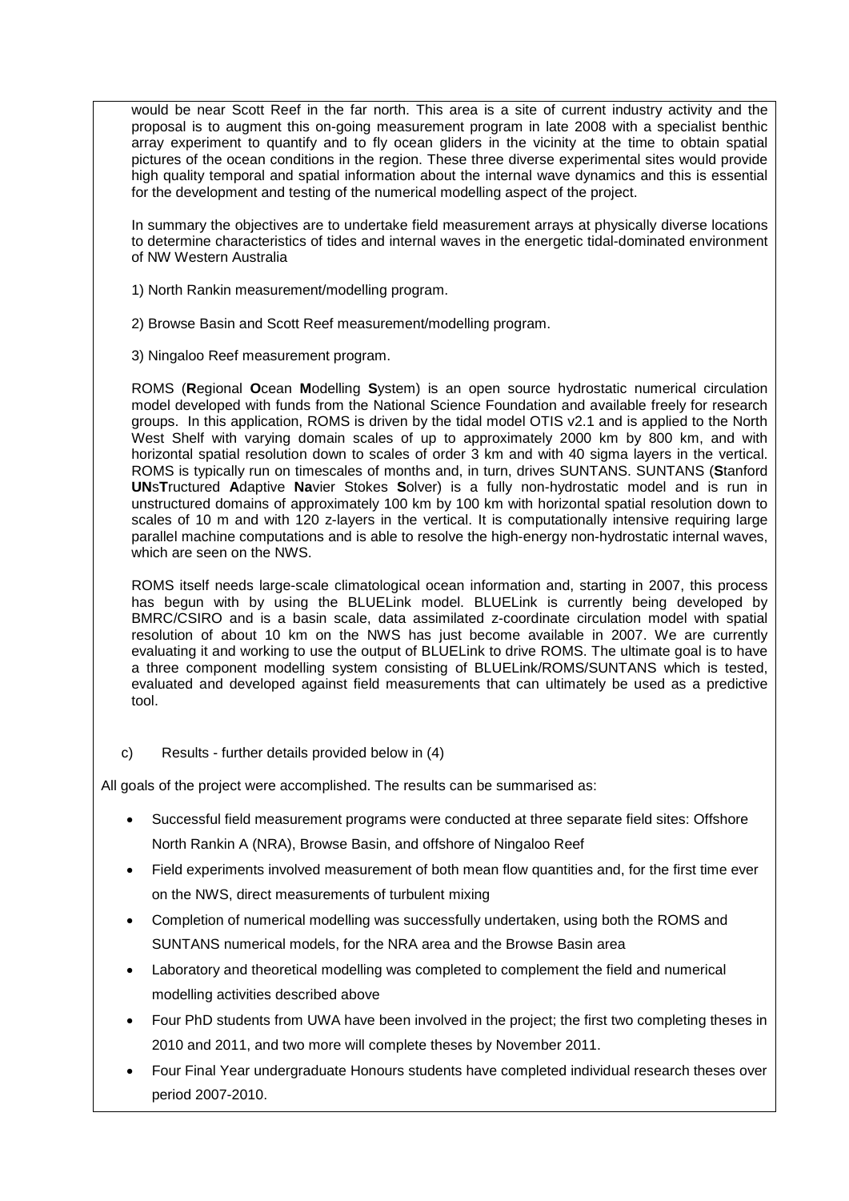would be near Scott Reef in the far north. This area is a site of current industry activity and the proposal is to augment this on-going measurement program in late 2008 with a specialist benthic array experiment to quantify and to fly ocean gliders in the vicinity at the time to obtain spatial pictures of the ocean conditions in the region. These three diverse experimental sites would provide high quality temporal and spatial information about the internal wave dynamics and this is essential for the development and testing of the numerical modelling aspect of the project.

In summary the objectives are to undertake field measurement arrays at physically diverse locations to determine characteristics of tides and internal waves in the energetic tidal-dominated environment of NW Western Australia

1) North Rankin measurement/modelling program.

2) Browse Basin and Scott Reef measurement/modelling program.

3) Ningaloo Reef measurement program.

ROMS (**R**egional **O**cean **M**odelling **S**ystem) is an open source hydrostatic numerical circulation model developed with funds from the National Science Foundation and available freely for research groups. In this application, ROMS is driven by the tidal model OTIS v2.1 and is applied to the North West Shelf with varying domain scales of up to approximately 2000 km by 800 km, and with horizontal spatial resolution down to scales of order 3 km and with 40 sigma layers in the vertical. ROMS is typically run on timescales of months and, in turn, drives SUNTANS. SUNTANS (**S**tanford **UN**s**T**ructured **A**daptive **Na**vier Stokes **S**olver) is a fully non-hydrostatic model and is run in unstructured domains of approximately 100 km by 100 km with horizontal spatial resolution down to scales of 10 m and with 120 z-layers in the vertical. It is computationally intensive requiring large parallel machine computations and is able to resolve the high-energy non-hydrostatic internal waves, which are seen on the NWS.

ROMS itself needs large-scale climatological ocean information and, starting in 2007, this process has begun with by using the BLUELink model. BLUELink is currently being developed by BMRC/CSIRO and is a basin scale, data assimilated z-coordinate circulation model with spatial resolution of about 10 km on the NWS has just become available in 2007. We are currently evaluating it and working to use the output of BLUELink to drive ROMS. The ultimate goal is to have a three component modelling system consisting of BLUELink/ROMS/SUNTANS which is tested, evaluated and developed against field measurements that can ultimately be used as a predictive tool.

c) Results - further details provided below in (4)

All goals of the project were accomplished. The results can be summarised as:

- Successful field measurement programs were conducted at three separate field sites: Offshore North Rankin A (NRA), Browse Basin, and offshore of Ningaloo Reef
- Field experiments involved measurement of both mean flow quantities and, for the first time ever on the NWS, direct measurements of turbulent mixing
- Completion of numerical modelling was successfully undertaken, using both the ROMS and SUNTANS numerical models, for the NRA area and the Browse Basin area
- Laboratory and theoretical modelling was completed to complement the field and numerical modelling activities described above
- Four PhD students from UWA have been involved in the project; the first two completing theses in 2010 and 2011, and two more will complete theses by November 2011.
- Four Final Year undergraduate Honours students have completed individual research theses over period 2007-2010.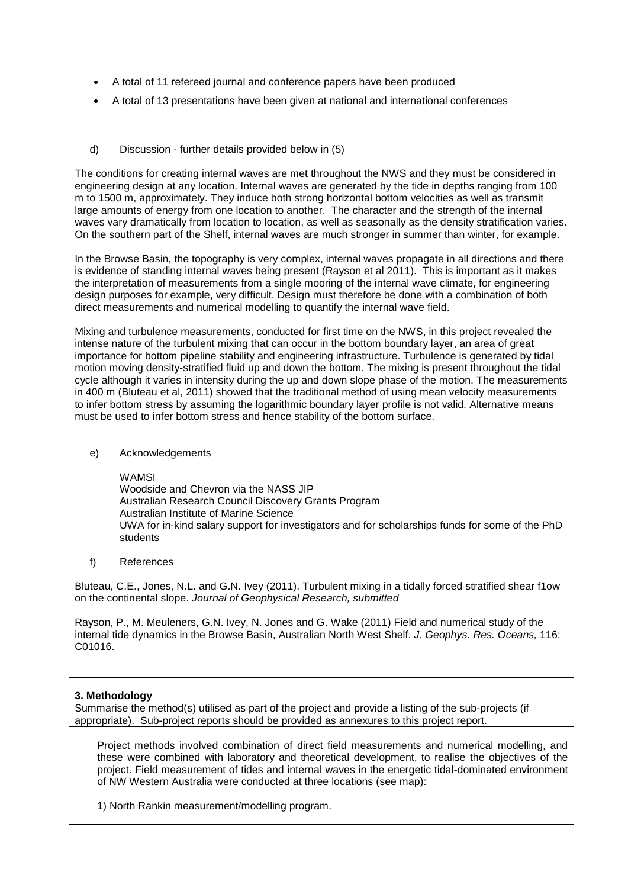- A total of 11 refereed journal and conference papers have been produced
- A total of 13 presentations have been given at national and international conferences

d) Discussion - further details provided below in (5)

The conditions for creating internal waves are met throughout the NWS and they must be considered in engineering design at any location. Internal waves are generated by the tide in depths ranging from 100 m to 1500 m, approximately. They induce both strong horizontal bottom velocities as well as transmit large amounts of energy from one location to another. The character and the strength of the internal waves vary dramatically from location to location, as well as seasonally as the density stratification varies. On the southern part of the Shelf, internal waves are much stronger in summer than winter, for example.

In the Browse Basin, the topography is very complex, internal waves propagate in all directions and there is evidence of standing internal waves being present (Rayson et al 2011). This is important as it makes the interpretation of measurements from a single mooring of the internal wave climate, for engineering design purposes for example, very difficult. Design must therefore be done with a combination of both direct measurements and numerical modelling to quantify the internal wave field.

Mixing and turbulence measurements, conducted for first time on the NWS, in this project revealed the intense nature of the turbulent mixing that can occur in the bottom boundary layer, an area of great importance for bottom pipeline stability and engineering infrastructure. Turbulence is generated by tidal motion moving density-stratified fluid up and down the bottom. The mixing is present throughout the tidal cycle although it varies in intensity during the up and down slope phase of the motion. The measurements in 400 m (Bluteau et al, 2011) showed that the traditional method of using mean velocity measurements to infer bottom stress by assuming the logarithmic boundary layer profile is not valid. Alternative means must be used to infer bottom stress and hence stability of the bottom surface.

e) Acknowledgements

WAMSI
Woodside and Chevron via the NASS JIP
Australian Research Council Discovery Grants Program
Australian Institute of Marine Science
UWA for in-kind salary support for investigators and for scholarships funds for some of the PhD students

f) References

Bluteau, C.E., Jones, N.L. and G.N. Ivey (2011). Turbulent mixing in a tidally forced stratified shear f1ow on the continental slope. *Journal of Geophysical Research, submitted*

Rayson, P., M. Meuleners, G.N. Ivey, N. Jones and G. Wake (2011) Field and numerical study of the internal tide dynamics in the Browse Basin, Australian North West Shelf. *J. Geophys. Res. Oceans,* 116: C01016.

**3. Methodology**

Summarise the method(s) utilised as part of the project and provide a listing of the sub-projects (if appropriate). Sub-project reports should be provided as annexures to this project report.

Project methods involved combination of direct field measurements and numerical modelling, and these were combined with laboratory and theoretical development, to realise the objectives of the project. Field measurement of tides and internal waves in the energetic tidal-dominated environment of NW Western Australia were conducted at three locations (see map):

1) North Rankin measurement/modelling program.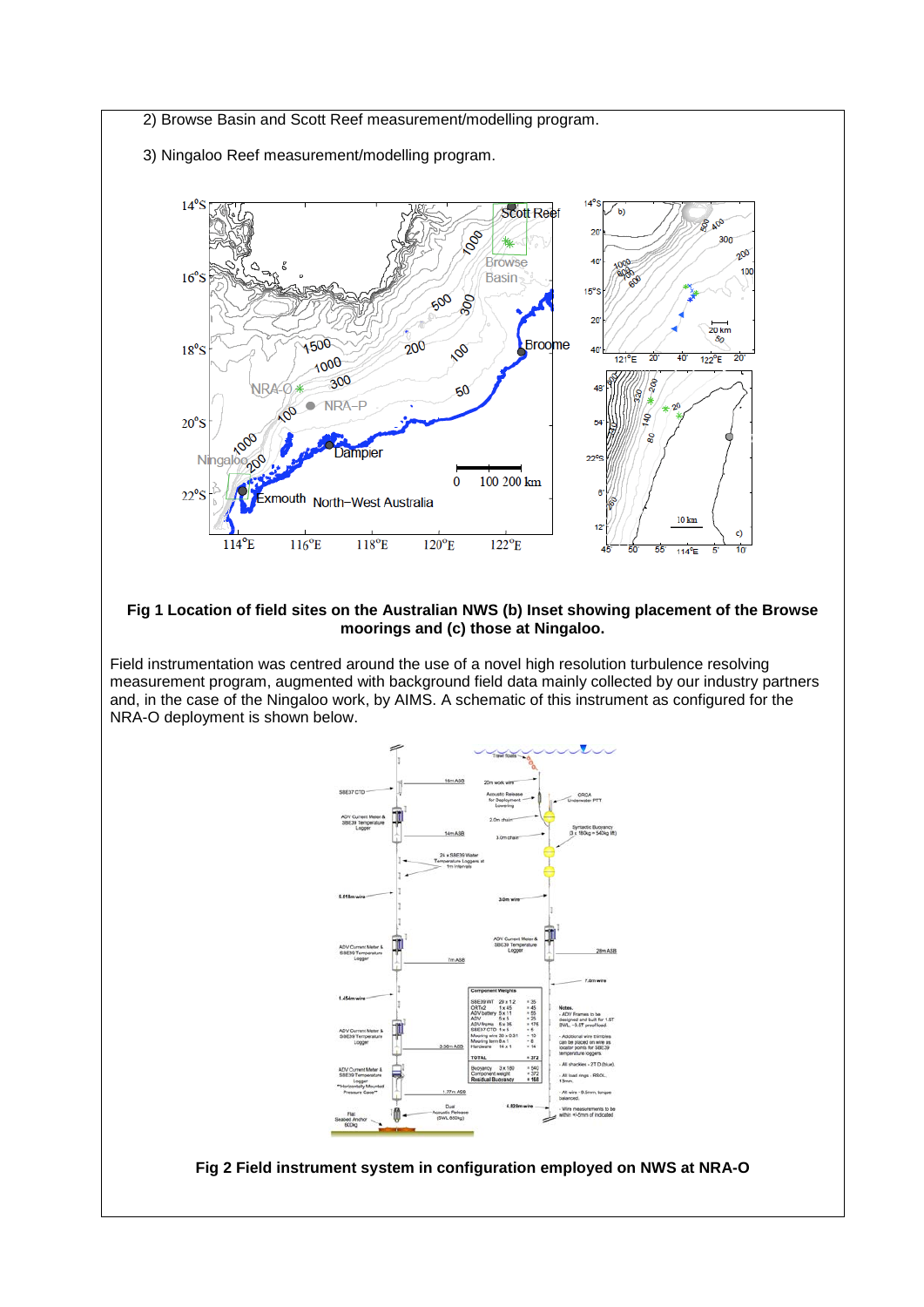2) Browse Basin and Scott Reef measurement/modelling program.

3) Ningaloo Reef measurement/modelling program.

**Fig 1 Location of field sites on the Australian NWS (b) Inset showing placement of the Browse moorings and (c) those at Ningaloo.**

Field instrumentation was centred around the use of a novel high resolution turbulence resolving measurement program, augmented with background field data mainly collected by our industry partners and, in the case of the Ningaloo work, by AIMS. A schematic of this instrument as configured for the NRA-O deployment is shown below.

**Fig 2 Field instrument system in configuration employed on NWS at NRA-O**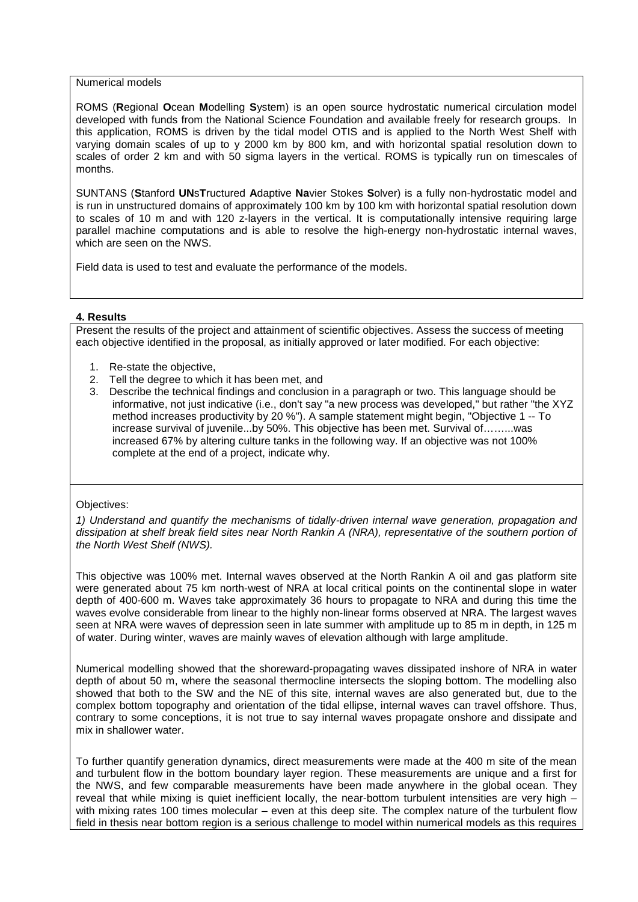Numerical models

ROMS (**R**egional **O**cean **M**odelling **S**ystem) is an open source hydrostatic numerical circulation model developed with funds from the National Science Foundation and available freely for research groups. In this application, ROMS is driven by the tidal model OTIS and is applied to the North West Shelf with varying domain scales of up to y 2000 km by 800 km, and with horizontal spatial resolution down to scales of order 2 km and with 50 sigma layers in the vertical. ROMS is typically run on timescales of months.

SUNTANS (**S**tanford **UN**s**T**ructured **A**daptive **Na**vier Stokes **S**olver) is a fully non-hydrostatic model and is run in unstructured domains of approximately 100 km by 100 km with horizontal spatial resolution down to scales of 10 m and with 120 z-layers in the vertical. It is computationally intensive requiring large parallel machine computations and is able to resolve the high-energy non-hydrostatic internal waves, which are seen on the NWS.

Field data is used to test and evaluate the performance of the models.

### 4. Results

Present the results of the project and attainment of scientific objectives. Assess the success of meeting each objective identified in the proposal, as initially approved or later modified. For each objective:

1. Re-state the objective,
2. Tell the degree to which it has been met, and
3. Describe the technical findings and conclusion in a paragraph or two. This language should be informative, not just indicative (i.e., don't say "a new process was developed," but rather "the XYZ method increases productivity by 20 %"). A sample statement might begin, "Objective 1 -- To increase survival of juvenile...by 50%. This objective has been met. Survival of……...was increased 67% by altering culture tanks in the following way. If an objective was not 100% complete at the end of a project, indicate why.

Objectives:

*1) Understand and quantify the mechanisms of tidally-driven internal wave generation, propagation and dissipation at shelf break field sites near North Rankin A (NRA), representative of the southern portion of the North West Shelf (NWS).*

This objective was 100% met. Internal waves observed at the North Rankin A oil and gas platform site were generated about 75 km north-west of NRA at local critical points on the continental slope in water depth of 400-600 m. Waves take approximately 36 hours to propagate to NRA and during this time the waves evolve considerable from linear to the highly non-linear forms observed at NRA. The largest waves seen at NRA were waves of depression seen in late summer with amplitude up to 85 m in depth, in 125 m of water. During winter, waves are mainly waves of elevation although with large amplitude.

Numerical modelling showed that the shoreward-propagating waves dissipated inshore of NRA in water depth of about 50 m, where the seasonal thermocline intersects the sloping bottom. The modelling also showed that both to the SW and the NE of this site, internal waves are also generated but, due to the complex bottom topography and orientation of the tidal ellipse, internal waves can travel offshore. Thus, contrary to some conceptions, it is not true to say internal waves propagate onshore and dissipate and mix in shallower water.

To further quantify generation dynamics, direct measurements were made at the 400 m site of the mean and turbulent flow in the bottom boundary layer region. These measurements are unique and a first for the NWS, and few comparable measurements have been made anywhere in the global ocean. They reveal that while mixing is quiet inefficient locally, the near-bottom turbulent intensities are very high – with mixing rates 100 times molecular – even at this deep site. The complex nature of the turbulent flow field in thesis near bottom region is a serious challenge to model within numerical models as this requires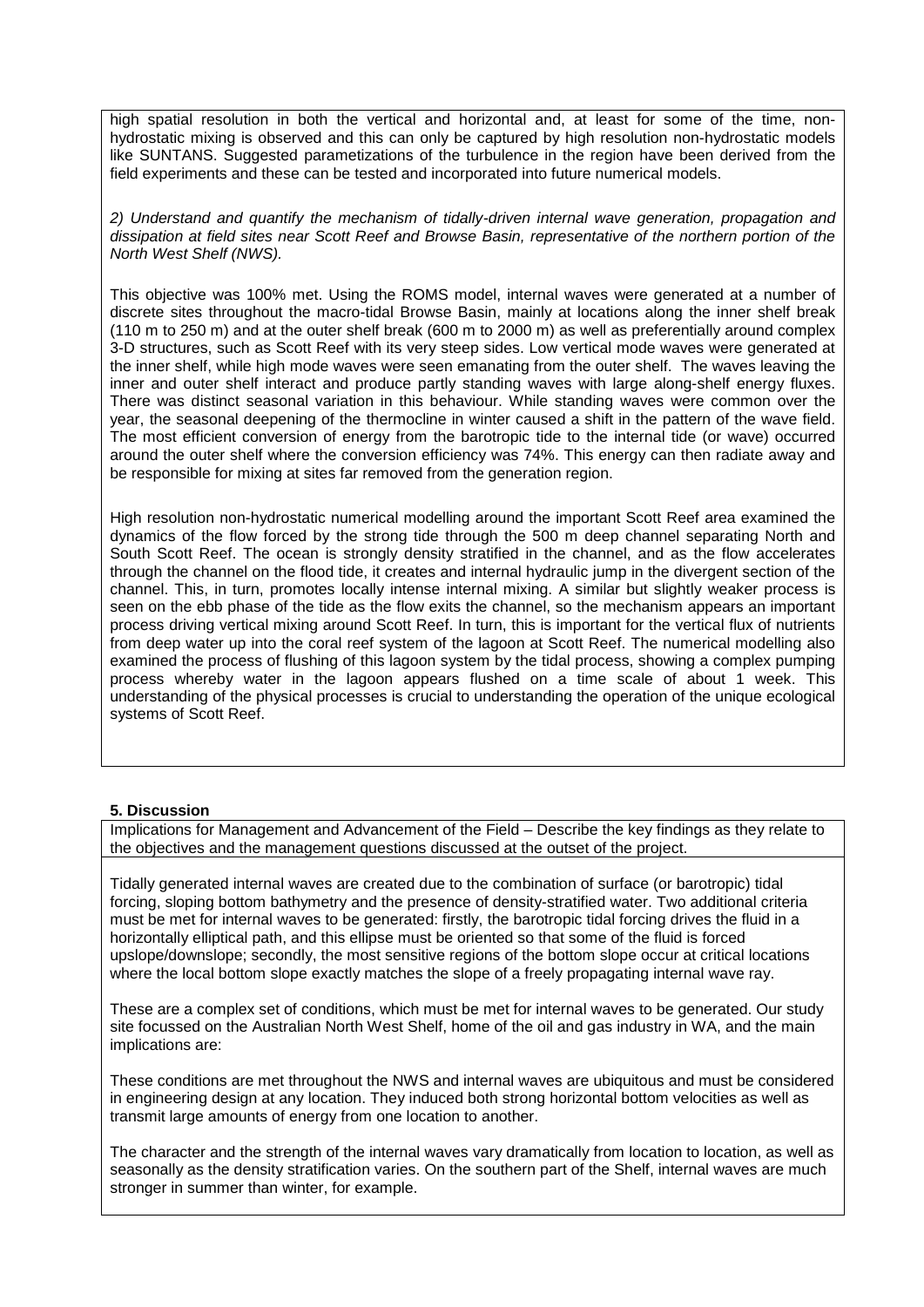high spatial resolution in both the vertical and horizontal and, at least for some of the time, non-hydrostatic mixing is observed and this can only be captured by high resolution non-hydrostatic models like SUNTANS. Suggested parametizations of the turbulence in the region have been derived from the field experiments and these can be tested and incorporated into future numerical models.

*2) Understand and quantify the mechanism of tidally-driven internal wave generation, propagation and dissipation at field sites near Scott Reef and Browse Basin, representative of the northern portion of the North West Shelf (NWS).*

This objective was 100% met. Using the ROMS model, internal waves were generated at a number of discrete sites throughout the macro-tidal Browse Basin, mainly at locations along the inner shelf break (110 m to 250 m) and at the outer shelf break (600 m to 2000 m) as well as preferentially around complex 3-D structures, such as Scott Reef with its very steep sides. Low vertical mode waves were generated at the inner shelf, while high mode waves were seen emanating from the outer shelf. The waves leaving the inner and outer shelf interact and produce partly standing waves with large along-shelf energy fluxes. There was distinct seasonal variation in this behaviour. While standing waves were common over the year, the seasonal deepening of the thermocline in winter caused a shift in the pattern of the wave field. The most efficient conversion of energy from the barotropic tide to the internal tide (or wave) occurred around the outer shelf where the conversion efficiency was 74%. This energy can then radiate away and be responsible for mixing at sites far removed from the generation region.

High resolution non-hydrostatic numerical modelling around the important Scott Reef area examined the dynamics of the flow forced by the strong tide through the 500 m deep channel separating North and South Scott Reef. The ocean is strongly density stratified in the channel, and as the flow accelerates through the channel on the flood tide, it creates and internal hydraulic jump in the divergent section of the channel. This, in turn, promotes locally intense internal mixing. A similar but slightly weaker process is seen on the ebb phase of the tide as the flow exits the channel, so the mechanism appears an important process driving vertical mixing around Scott Reef. In turn, this is important for the vertical flux of nutrients from deep water up into the coral reef system of the lagoon at Scott Reef. The numerical modelling also examined the process of flushing of this lagoon system by the tidal process, showing a complex pumping process whereby water in the lagoon appears flushed on a time scale of about 1 week. This understanding of the physical processes is crucial to understanding the operation of the unique ecological systems of Scott Reef.

**5. Discussion**

Implications for Management and Advancement of the Field – Describe the key findings as they relate to the objectives and the management questions discussed at the outset of the project.

Tidally generated internal waves are created due to the combination of surface (or barotropic) tidal forcing, sloping bottom bathymetry and the presence of density-stratified water. Two additional criteria must be met for internal waves to be generated: firstly, the barotropic tidal forcing drives the fluid in a horizontally elliptical path, and this ellipse must be oriented so that some of the fluid is forced upslope/downslope; secondly, the most sensitive regions of the bottom slope occur at critical locations where the local bottom slope exactly matches the slope of a freely propagating internal wave ray.

These are a complex set of conditions, which must be met for internal waves to be generated. Our study site focussed on the Australian North West Shelf, home of the oil and gas industry in WA, and the main implications are:

These conditions are met throughout the NWS and internal waves are ubiquitous and must be considered in engineering design at any location. They induced both strong horizontal bottom velocities as well as transmit large amounts of energy from one location to another.

The character and the strength of the internal waves vary dramatically from location to location, as well as seasonally as the density stratification varies. On the southern part of the Shelf, internal waves are much stronger in summer than winter, for example.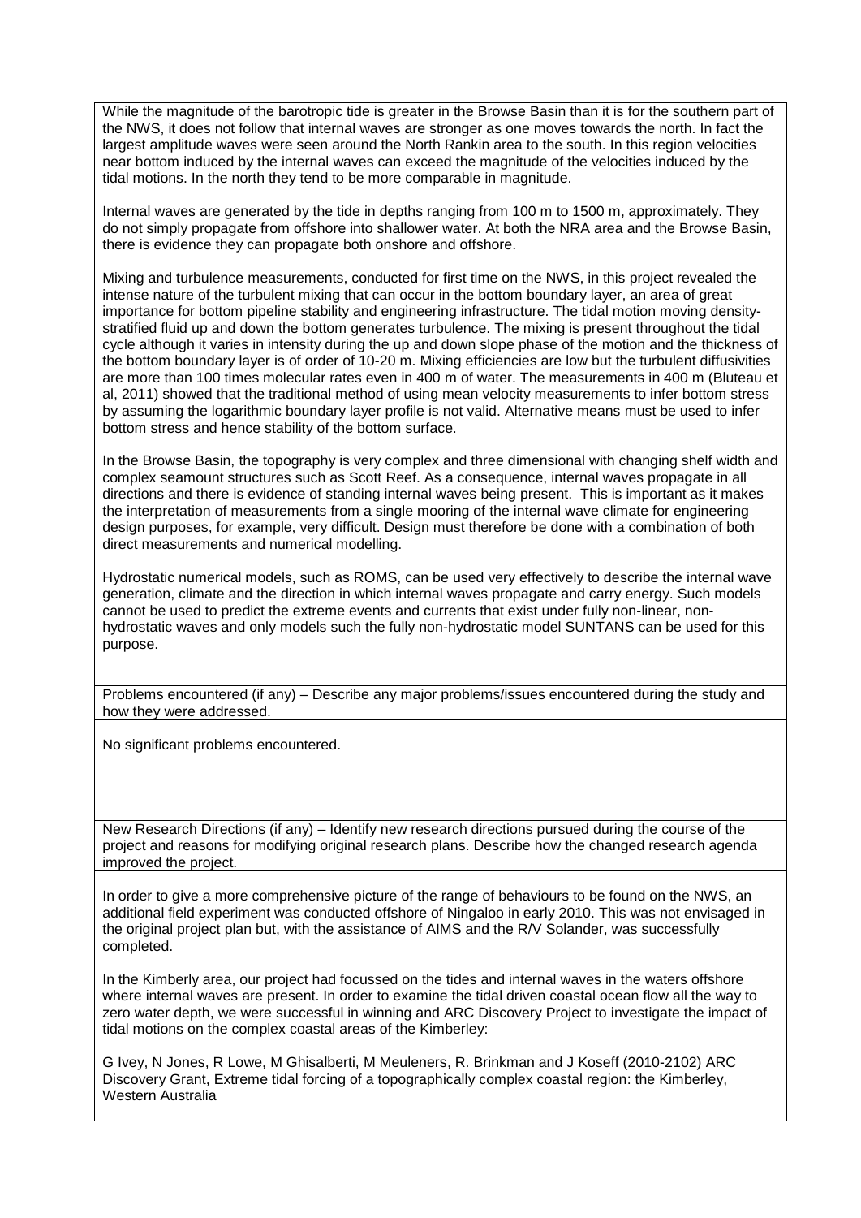While the magnitude of the barotropic tide is greater in the Browse Basin than it is for the southern part of the NWS, it does not follow that internal waves are stronger as one moves towards the north. In fact the largest amplitude waves were seen around the North Rankin area to the south. In this region velocities near bottom induced by the internal waves can exceed the magnitude of the velocities induced by the tidal motions. In the north they tend to be more comparable in magnitude.

Internal waves are generated by the tide in depths ranging from 100 m to 1500 m, approximately. They do not simply propagate from offshore into shallower water. At both the NRA area and the Browse Basin, there is evidence they can propagate both onshore and offshore.

Mixing and turbulence measurements, conducted for first time on the NWS, in this project revealed the intense nature of the turbulent mixing that can occur in the bottom boundary layer, an area of great importance for bottom pipeline stability and engineering infrastructure. The tidal motion moving density-stratified fluid up and down the bottom generates turbulence. The mixing is present throughout the tidal cycle although it varies in intensity during the up and down slope phase of the motion and the thickness of the bottom boundary layer is of order of 10-20 m. Mixing efficiencies are low but the turbulent diffusivities are more than 100 times molecular rates even in 400 m of water. The measurements in 400 m (Bluteau et al, 2011) showed that the traditional method of using mean velocity measurements to infer bottom stress by assuming the logarithmic boundary layer profile is not valid. Alternative means must be used to infer bottom stress and hence stability of the bottom surface.

In the Browse Basin, the topography is very complex and three dimensional with changing shelf width and complex seamount structures such as Scott Reef. As a consequence, internal waves propagate in all directions and there is evidence of standing internal waves being present. This is important as it makes the interpretation of measurements from a single mooring of the internal wave climate for engineering design purposes, for example, very difficult. Design must therefore be done with a combination of both direct measurements and numerical modelling.

Hydrostatic numerical models, such as ROMS, can be used very effectively to describe the internal wave generation, climate and the direction in which internal waves propagate and carry energy. Such models cannot be used to predict the extreme events and currents that exist under fully non-linear, non-hydrostatic waves and only models such the fully non-hydrostatic model SUNTANS can be used for this purpose.

Problems encountered (if any) – Describe any major problems/issues encountered during the study and how they were addressed.

No significant problems encountered.

New Research Directions (if any) – Identify new research directions pursued during the course of the project and reasons for modifying original research plans. Describe how the changed research agenda improved the project.

In order to give a more comprehensive picture of the range of behaviours to be found on the NWS, an additional field experiment was conducted offshore of Ningaloo in early 2010. This was not envisaged in the original project plan but, with the assistance of AIMS and the R/V Solander, was successfully completed.

In the Kimberly area, our project had focussed on the tides and internal waves in the waters offshore where internal waves are present. In order to examine the tidal driven coastal ocean flow all the way to zero water depth, we were successful in winning and ARC Discovery Project to investigate the impact of tidal motions on the complex coastal areas of the Kimberley:

G Ivey, N Jones, R Lowe, M Ghisalberti, M Meuleners, R. Brinkman and J Koseff (2010-2102) ARC Discovery Grant, Extreme tidal forcing of a topographically complex coastal region: the Kimberley, Western Australia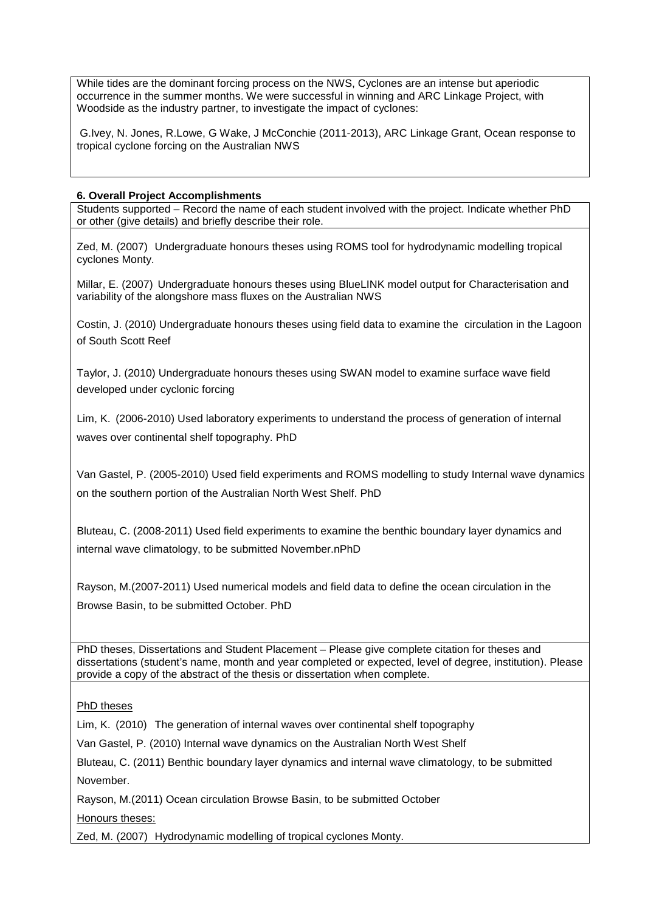While tides are the dominant forcing process on the NWS, Cyclones are an intense but aperiodic occurrence in the summer months. We were successful in winning and ARC Linkage Project, with Woodside as the industry partner, to investigate the impact of cyclones:

G.Ivey, N. Jones, R.Lowe, G Wake, J McConchie (2011-2013), ARC Linkage Grant, Ocean response to tropical cyclone forcing on the Australian NWS

**6. Overall Project Accomplishments**

Students supported – Record the name of each student involved with the project. Indicate whether PhD or other (give details) and briefly describe their role.

Zed, M. (2007) Undergraduate honours theses using ROMS tool for hydrodynamic modelling tropical cyclones Monty.

Millar, E. (2007) Undergraduate honours theses using BlueLINK model output for Characterisation and variability of the alongshore mass fluxes on the Australian NWS

Costin, J. (2010) Undergraduate honours theses using field data to examine the circulation in the Lagoon of South Scott Reef

Taylor, J. (2010) Undergraduate honours theses using SWAN model to examine surface wave field developed under cyclonic forcing

Lim, K. (2006-2010) Used laboratory experiments to understand the process of generation of internal waves over continental shelf topography. PhD

Van Gastel, P. (2005-2010) Used field experiments and ROMS modelling to study Internal wave dynamics on the southern portion of the Australian North West Shelf. PhD

Bluteau, C. (2008-2011) Used field experiments to examine the benthic boundary layer dynamics and internal wave climatology, to be submitted November.nPhD

Rayson, M.(2007-2011) Used numerical models and field data to define the ocean circulation in the Browse Basin, to be submitted October. PhD

PhD theses, Dissertations and Student Placement – Please give complete citation for theses and dissertations (student's name, month and year completed or expected, level of degree, institution). Please provide a copy of the abstract of the thesis or dissertation when complete.

PhD theses

Lim, K. (2010) The generation of internal waves over continental shelf topography

Van Gastel, P. (2010) Internal wave dynamics on the Australian North West Shelf

Bluteau, C. (2011) Benthic boundary layer dynamics and internal wave climatology, to be submitted November.

Rayson, M.(2011) Ocean circulation Browse Basin, to be submitted October

Honours theses:

Zed, M. (2007) Hydrodynamic modelling of tropical cyclones Monty.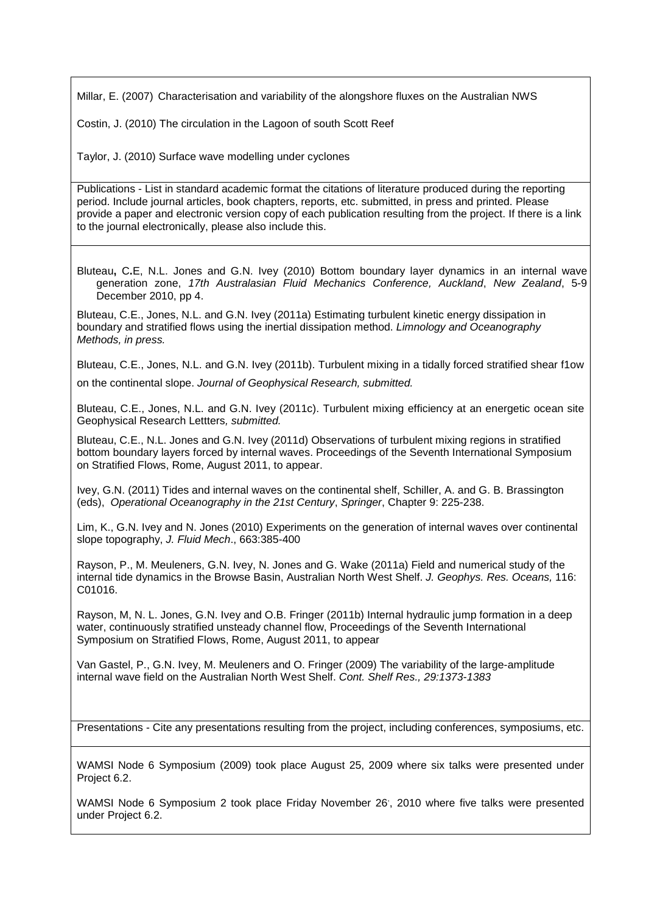Millar, E. (2007) Characterisation and variability of the alongshore fluxes on the Australian NWS

Costin, J. (2010) The circulation in the Lagoon of south Scott Reef

Taylor, J. (2010) Surface wave modelling under cyclones

Publications - List in standard academic format the citations of literature produced during the reporting period. Include journal articles, book chapters, reports, etc. submitted, in press and printed. Please provide a paper and electronic version copy of each publication resulting from the project. If there is a link to the journal electronically, please also include this.

Bluteau, C.E, N.L. Jones and G.N. Ivey (2010) Bottom boundary layer dynamics in an internal wave generation zone, *17th Australasian Fluid Mechanics Conference, Auckland*, *New Zealand*, 5-9 December 2010, pp 4.

Bluteau, C.E., Jones, N.L. and G.N. Ivey (2011a) Estimating turbulent kinetic energy dissipation in boundary and stratified flows using the inertial dissipation method. *Limnology and Oceanography Methods, in press.*

Bluteau, C.E., Jones, N.L. and G.N. Ivey (2011b). Turbulent mixing in a tidally forced stratified shear f1ow on the continental slope. *Journal of Geophysical Research, submitted.*

Bluteau, C.E., Jones, N.L. and G.N. Ivey (2011c). Turbulent mixing efficiency at an energetic ocean site Geophysical Research Lettters*, submitted.*

Bluteau, C.E., N.L. Jones and G.N. Ivey (2011d) Observations of turbulent mixing regions in stratified bottom boundary layers forced by internal waves. Proceedings of the Seventh International Symposium on Stratified Flows, Rome, August 2011, to appear.

Ivey, G.N. (2011) Tides and internal waves on the continental shelf, Schiller, A. and G. B. Brassington (eds), *Operational Oceanography in the 21st Century*, *Springer*, Chapter 9: 225-238.

Lim, K., G.N. Ivey and N. Jones (2010) Experiments on the generation of internal waves over continental slope topography, *J. Fluid Mech*., 663:385-400

Rayson, P., M. Meuleners, G.N. Ivey, N. Jones and G. Wake (2011a) Field and numerical study of the internal tide dynamics in the Browse Basin, Australian North West Shelf. *J. Geophys. Res. Oceans,* 116: C01016.

Rayson, M, N. L. Jones, G.N. Ivey and O.B. Fringer (2011b) Internal hydraulic jump formation in a deep water, continuously stratified unsteady channel flow, Proceedings of the Seventh International Symposium on Stratified Flows, Rome, August 2011, to appear

Van Gastel, P., G.N. Ivey, M. Meuleners and O. Fringer (2009) The variability of the large-amplitude internal wave field on the Australian North West Shelf. *Cont. Shelf Res., 29:1373-1383*

Presentations - Cite any presentations resulting from the project, including conferences, symposiums, etc.

WAMSI Node 6 Symposium (2009) took place August 25, 2009 where six talks were presented under Project 6.2.

WAMSI Node 6 Symposium 2 took place Friday November 26, 2010 where five talks were presented under Project 6.2.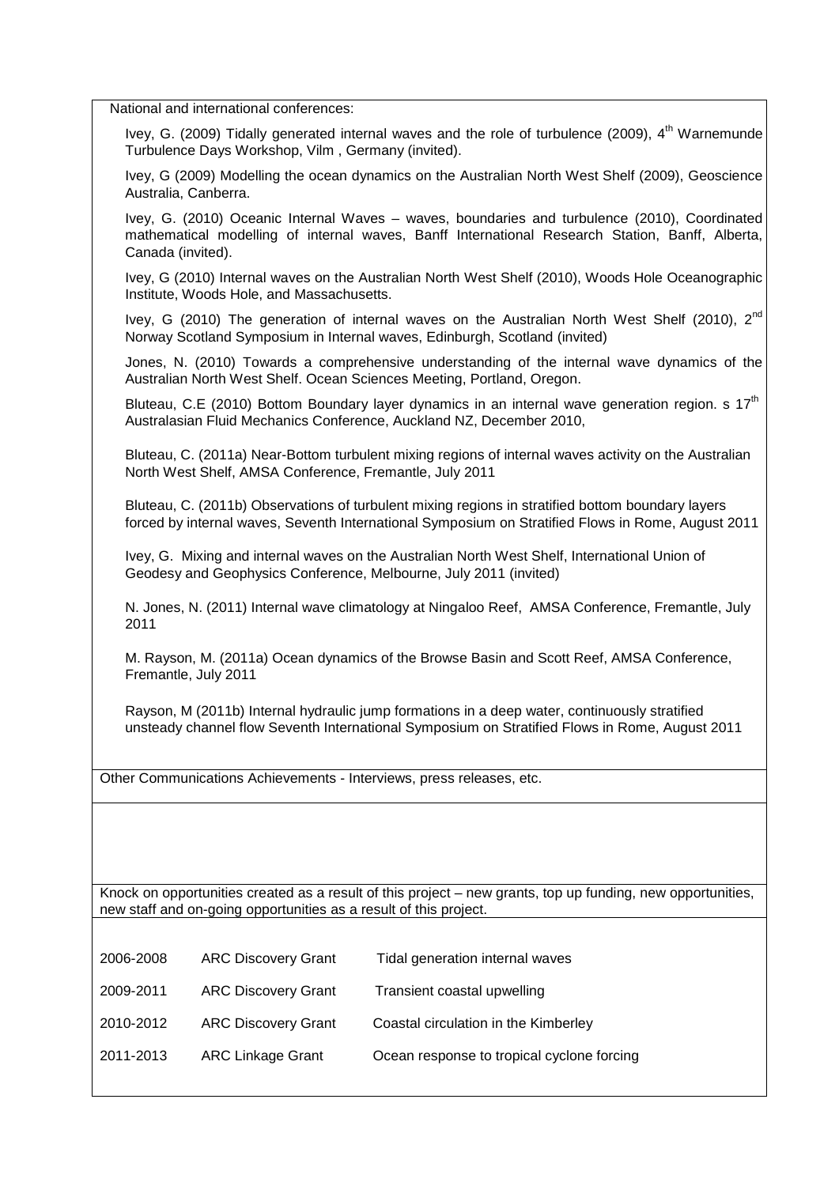National and international conferences:

Ivey, G. (2009) Tidally generated internal waves and the role of turbulence (2009), 4th Warnemunde Turbulence Days Workshop, Vilm , Germany (invited).

Ivey, G (2009) Modelling the ocean dynamics on the Australian North West Shelf (2009), Geoscience Australia, Canberra.

Ivey, G. (2010) Oceanic Internal Waves – waves, boundaries and turbulence (2010), Coordinated mathematical modelling of internal waves, Banff International Research Station, Banff, Alberta, Canada (invited).

Ivey, G (2010) Internal waves on the Australian North West Shelf (2010), Woods Hole Oceanographic Institute, Woods Hole, and Massachusetts.

Ivey, G (2010) The generation of internal waves on the Australian North West Shelf (2010), 2nd Norway Scotland Symposium in Internal waves, Edinburgh, Scotland (invited)

Jones, N. (2010) Towards a comprehensive understanding of the internal wave dynamics of the Australian North West Shelf. Ocean Sciences Meeting, Portland, Oregon.

Bluteau, C.E (2010) Bottom Boundary layer dynamics in an internal wave generation region. s 17th Australasian Fluid Mechanics Conference, Auckland NZ, December 2010,

Bluteau, C. (2011a) Near-Bottom turbulent mixing regions of internal waves activity on the Australian North West Shelf, AMSA Conference, Fremantle, July 2011

Bluteau, C. (2011b) Observations of turbulent mixing regions in stratified bottom boundary layers forced by internal waves, Seventh International Symposium on Stratified Flows in Rome, August 2011

Ivey, G. Mixing and internal waves on the Australian North West Shelf, International Union of Geodesy and Geophysics Conference, Melbourne, July 2011 (invited)

N. Jones, N. (2011) Internal wave climatology at Ningaloo Reef, AMSA Conference, Fremantle, July 2011

M. Rayson, M. (2011a) Ocean dynamics of the Browse Basin and Scott Reef, AMSA Conference, Fremantle, July 2011

Rayson, M (2011b) Internal hydraulic jump formations in a deep water, continuously stratified unsteady channel flow Seventh International Symposium on Stratified Flows in Rome, August 2011

Other Communications Achievements - Interviews, press releases, etc.

Knock on opportunities created as a result of this project – new grants, top up funding, new opportunities, new staff and on-going opportunities as a result of this project.

| | | |
|---|---|---|
| 2006-2008 | ARC Discovery Grant | Tidal generation internal waves |
| 2009-2011 | ARC Discovery Grant | Transient coastal upwelling |
| 2010-2012 | ARC Discovery Grant | Coastal circulation in the Kimberley |
| 2011-2013 | ARC Linkage Grant | Ocean response to tropical cyclone forcing |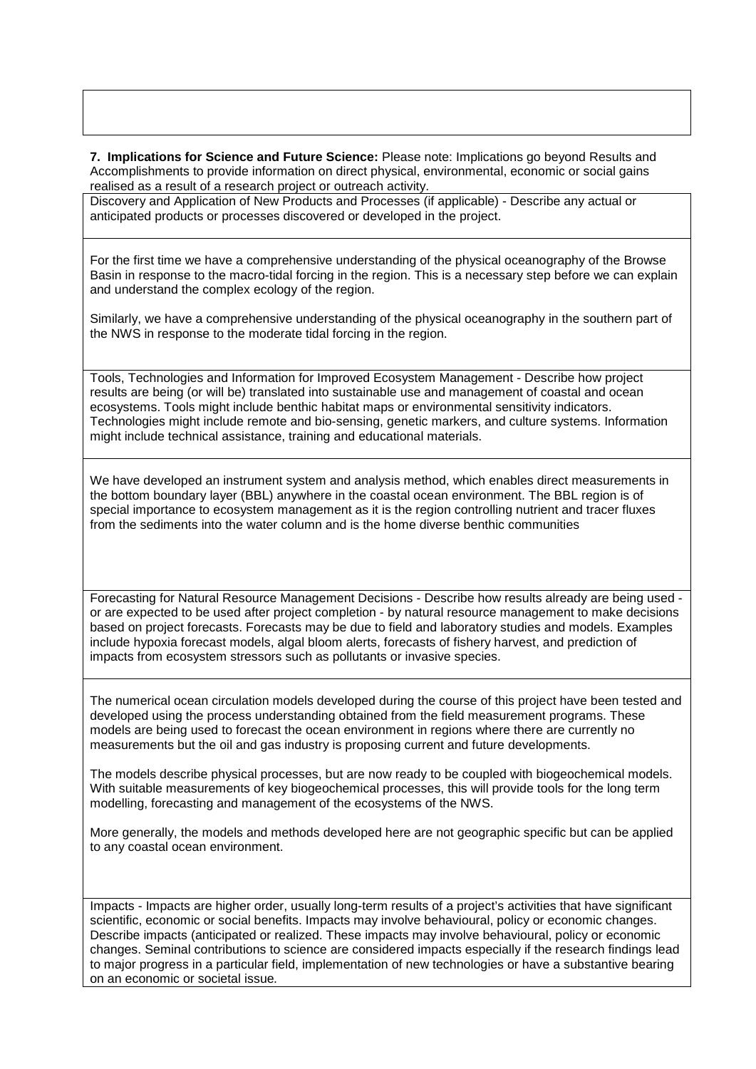**7. Implications for Science and Future Science:** Please note: Implications go beyond Results and Accomplishments to provide information on direct physical, environmental, economic or social gains realised as a result of a research project or outreach activity.

Discovery and Application of New Products and Processes (if applicable) - Describe any actual or anticipated products or processes discovered or developed in the project.

For the first time we have a comprehensive understanding of the physical oceanography of the Browse Basin in response to the macro-tidal forcing in the region. This is a necessary step before we can explain and understand the complex ecology of the region.

Similarly, we have a comprehensive understanding of the physical oceanography in the southern part of the NWS in response to the moderate tidal forcing in the region.

Tools, Technologies and Information for Improved Ecosystem Management - Describe how project results are being (or will be) translated into sustainable use and management of coastal and ocean ecosystems. Tools might include benthic habitat maps or environmental sensitivity indicators. Technologies might include remote and bio-sensing, genetic markers, and culture systems. Information might include technical assistance, training and educational materials.

We have developed an instrument system and analysis method, which enables direct measurements in the bottom boundary layer (BBL) anywhere in the coastal ocean environment. The BBL region is of special importance to ecosystem management as it is the region controlling nutrient and tracer fluxes from the sediments into the water column and is the home diverse benthic communities

Forecasting for Natural Resource Management Decisions - Describe how results already are being used - or are expected to be used after project completion - by natural resource management to make decisions based on project forecasts. Forecasts may be due to field and laboratory studies and models. Examples include hypoxia forecast models, algal bloom alerts, forecasts of fishery harvest, and prediction of impacts from ecosystem stressors such as pollutants or invasive species.

The numerical ocean circulation models developed during the course of this project have been tested and developed using the process understanding obtained from the field measurement programs. These models are being used to forecast the ocean environment in regions where there are currently no measurements but the oil and gas industry is proposing current and future developments.

The models describe physical processes, but are now ready to be coupled with biogeochemical models. With suitable measurements of key biogeochemical processes, this will provide tools for the long term modelling, forecasting and management of the ecosystems of the NWS.

More generally, the models and methods developed here are not geographic specific but can be applied to any coastal ocean environment.

Impacts - Impacts are higher order, usually long-term results of a project's activities that have significant scientific, economic or social benefits. Impacts may involve behavioural, policy or economic changes. Describe impacts (anticipated or realized. These impacts may involve behavioural, policy or economic changes. Seminal contributions to science are considered impacts especially if the research findings lead to major progress in a particular field, implementation of new technologies or have a substantive bearing on an economic or societal issue.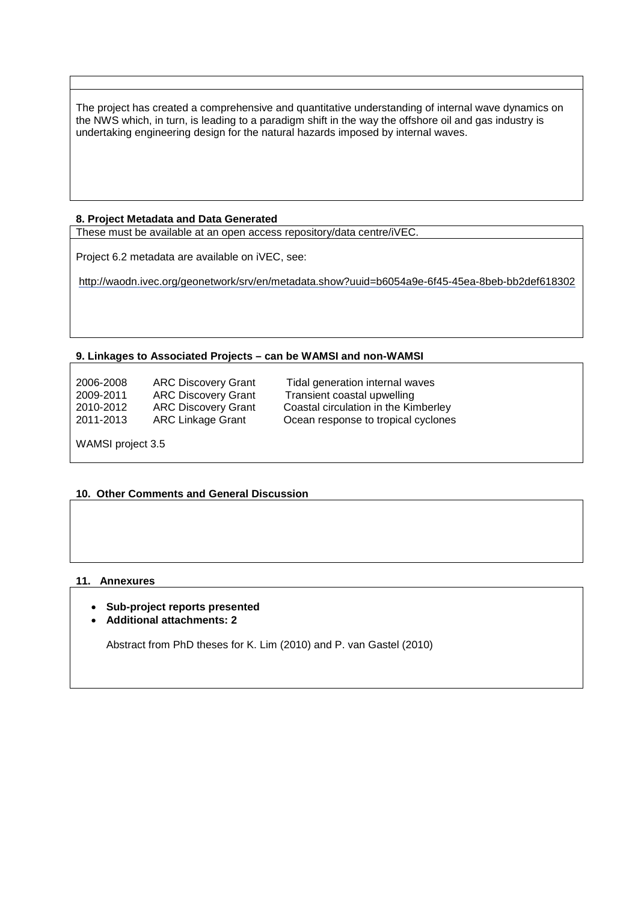The project has created a comprehensive and quantitative understanding of internal wave dynamics on the NWS which, in turn, is leading to a paradigm shift in the way the offshore oil and gas industry is undertaking engineering design for the natural hazards imposed by internal waves.

**8. Project Metadata and Data Generated**

These must be available at an open access repository/data centre/iVEC.

Project 6.2 metadata are available on iVEC, see:

http://waodn.ivec.org/geonetwork/srv/en/metadata.show?uuid=b6054a9e-6f45-45ea-8beb-bb2def618302

**9. Linkages to Associated Projects – can be WAMSI and non-WAMSI**

| | | |
|---|---|---|
| 2006-2008 | ARC Discovery Grant | Tidal generation internal waves |
| 2009-2011 | ARC Discovery Grant | Transient coastal upwelling |
| 2010-2012 | ARC Discovery Grant | Coastal circulation in the Kimberley |
| 2011-2013 | ARC Linkage Grant | Ocean response to tropical cyclones |

WAMSI project 3.5

**10. Other Comments and General Discussion**

**11. Annexures**

- **Sub-project reports presented**
- **Additional attachments: 2**

Abstract from PhD theses for K. Lim (2010) and P. van Gastel (2010)